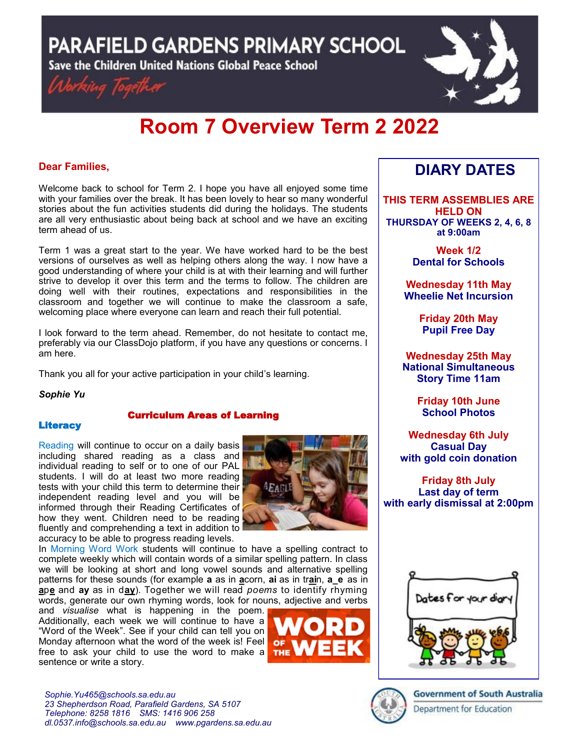# PARAFIELD GARDENS PRIMARY SCHOOL

**Save the Children United Nations Global Peace School**

*Working Together*

# Room 7 Overview Term 2 2022

**Dear Families,**

Welcome back to school for Term 2. I hope you have all enjoyed some time with your families over the break. It has been lovely to hear so many wonderful stories about the fun activities students did during the holidays. The students are all very enthusiastic about being back at school and we have an exciting term ahead of us.

Term 1 was a great start to the year. We have worked hard to be the best versions of ourselves as well as helping others along the way. I now have a good understanding of where your child is at with their learning and will further strive to develop it over this term and the terms to follow. The children are doing well with their routines, expectations and responsibilities in the classroom and together we will continue to make the classroom a safe, welcoming place where everyone can learn and reach their full potential.

I look forward to the term ahead. Remember, do not hesitate to contact me, preferably via our ClassDojo platform, if you have any questions or concerns. I am here.

Thank you all for your active participation in your child's learning.

***Sophie Yu***

## Curriculum Areas of Learning

### Literacy

Reading will continue to occur on a daily basis including shared reading as a class and individual reading to self or to one of our PAL students. I will do at least two more reading tests with your child this term to determine their independent reading level and you will be informed through their Reading Certificates of how they went. Children need to be reading fluently and comprehending a text in addition to accuracy to be able to progress reading levels.

In Morning Word Work students will continue to have a spelling contract to complete weekly which will contain words of a similar spelling pattern. In class we will be looking at short and long vowel sounds and alternative spelling patterns for these sounds (for example **a** as in **a**corn, **ai** as in tr**ai**n, **a_e** as in **a**p**e** and **ay** as in d**ay**). Together we will read *poems* to identify rhyming words, generate our own rhyming words, look for nouns, adjective and verbs and *visualise* what is happening in the poem. Additionally, each week we will continue to have a "Word of the Week". See if your child can tell you on Monday afternoon what the word of the week is! Feel free to ask your child to use the word to make a sentence or write a story.

## DIARY DATES

**THIS TERM ASSEMBLIES ARE HELD ON THURSDAY OF WEEKS 2, 4, 6, 8 at 9:00am**

**Week 1/2**
**Dental for Schools**

**Wednesday 11th May**
**Wheelie Net Incursion**

**Friday 20th May**
**Pupil Free Day**

**Wednesday 25th May**
**National Simultaneous Story Time 11am**

**Friday 10th June**
**School Photos**

**Wednesday 6th July**
**Casual Day with gold coin donation**

**Friday 8th July**
**Last day of term with early dismissal at 2:00pm**

*Sophie.Yu465@schools.sa.edu.au*
*23 Shepherdson Road, Parafield Gardens, SA 5107*
*Telephone: 8258 1816 SMS: 1416 906 258*
*dl.0537.info@schools.sa.edu.au www.pgardens.sa.edu.au*

Government of South Australia
Department for Education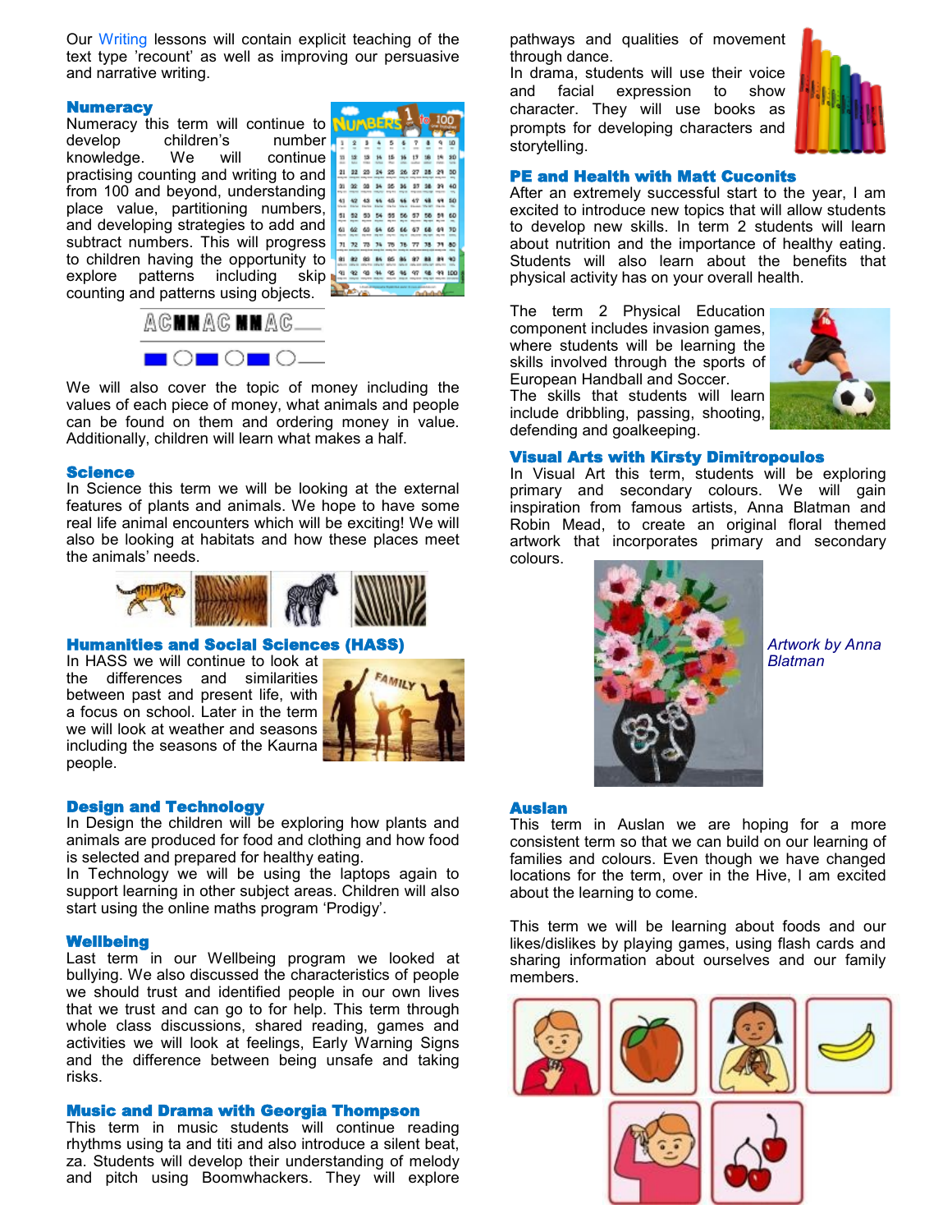Our Writing lessons will contain explicit teaching of the text type 'recount' as well as improving our persuasive and narrative writing.

## Numeracy

Numeracy this term will continue to develop children's number knowledge. We will continue practising counting and writing to and from 100 and beyond, understanding place value, partitioning numbers, and developing strategies to add and subtract numbers. This will progress to children having the opportunity to explore patterns including skip counting and patterns using objects.

We will also cover the topic of money including the values of each piece of money, what animals and people can be found on them and ordering money in value. Additionally, children will learn what makes a half.

## Science

In Science this term we will be looking at the external features of plants and animals. We hope to have some real life animal encounters which will be exciting! We will also be looking at habitats and how these places meet the animals' needs.

## Humanities and Social Sciences (HASS)

In HASS we will continue to look at the differences and similarities between past and present life, with a focus on school. Later in the term we will look at weather and seasons including the seasons of the Kaurna people.

## Design and Technology

In Design the children will be exploring how plants and animals are produced for food and clothing and how food is selected and prepared for healthy eating.

In Technology we will be using the laptops again to support learning in other subject areas. Children will also start using the online maths program 'Prodigy'.

## Wellbeing

Last term in our Wellbeing program we looked at bullying. We also discussed the characteristics of people we should trust and identified people in our own lives that we trust and can go to for help. This term through whole class discussions, shared reading, games and activities we will look at feelings, Early Warning Signs and the difference between being unsafe and taking risks.

## Music and Drama with Georgia Thompson

This term in music students will continue reading rhythms using ta and titi and also introduce a silent beat, za. Students will develop their understanding of melody and pitch using Boomwhackers. They will explore pathways and qualities of movement through dance.

In drama, students will use their voice and facial expression to show character. They will use books as prompts for developing characters and storytelling.

## PE and Health with Matt Cuconits

After an extremely successful start to the year, I am excited to introduce new topics that will allow students to develop new skills. In term 2 students will learn about nutrition and the importance of healthy eating. Students will also learn about the benefits that physical activity has on your overall health.

The term 2 Physical Education component includes invasion games, where students will be learning the skills involved through the sports of European Handball and Soccer.

The skills that students will learn include dribbling, passing, shooting, defending and goalkeeping.

## Visual Arts with Kirsty Dimitropoulos

In Visual Art this term, students will be exploring primary and secondary colours. We will gain inspiration from famous artists, Anna Blatman and Robin Mead, to create an original floral themed artwork that incorporates primary and secondary colours.

*Artwork by Anna Blatman*

## Auslan

This term in Auslan we are hoping for a more consistent term so that we can build on our learning of families and colours. Even though we have changed locations for the term, over in the Hive, I am excited about the learning to come.

This term we will be learning about foods and our likes/dislikes by playing games, using flash cards and sharing information about ourselves and our family members.